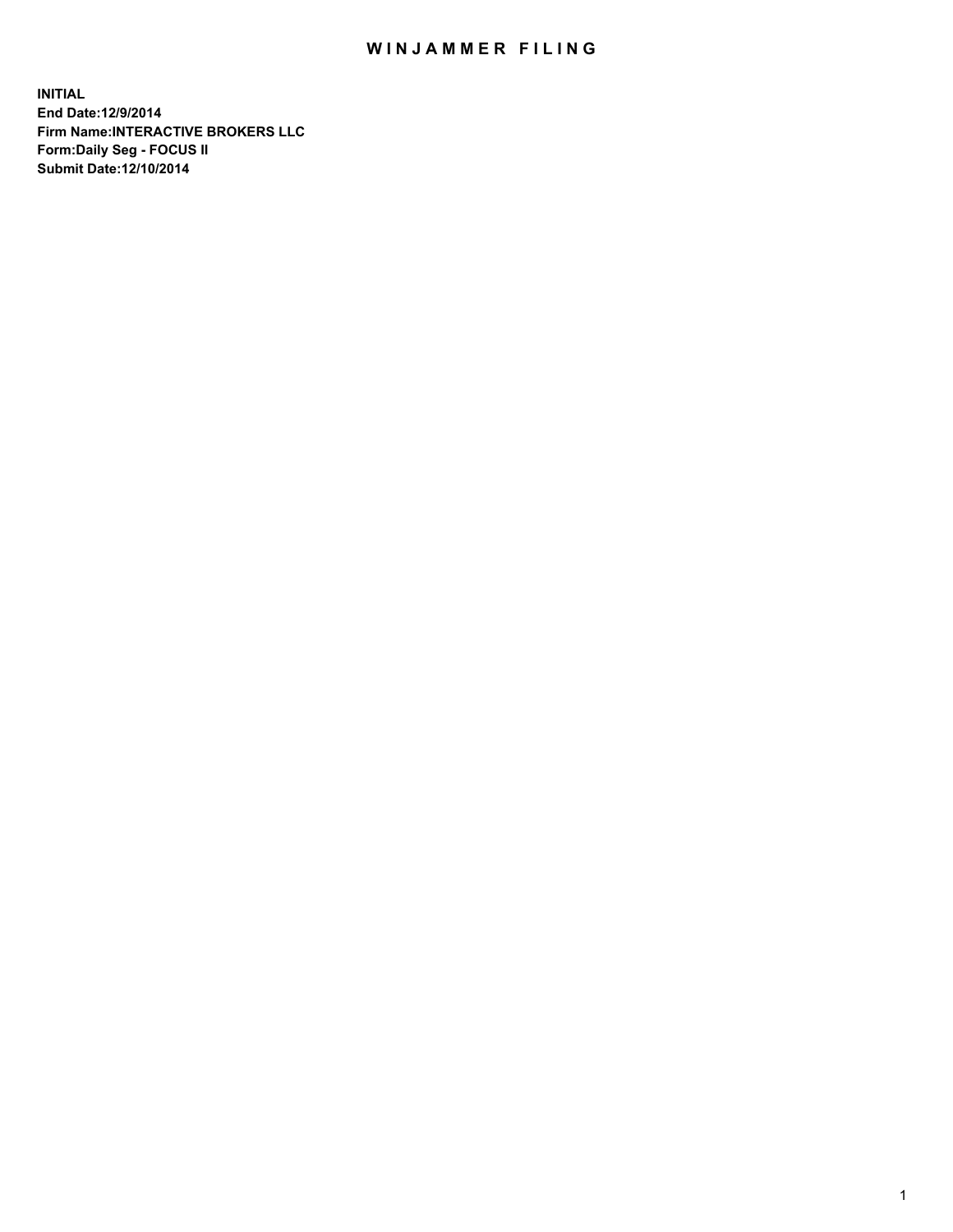# WINJAMMER FILING

**INITIAL**
**End Date:12/9/2014**
**Firm Name:INTERACTIVE BROKERS LLC**
**Form:Daily Seg - FOCUS II**
**Submit Date:12/10/2014**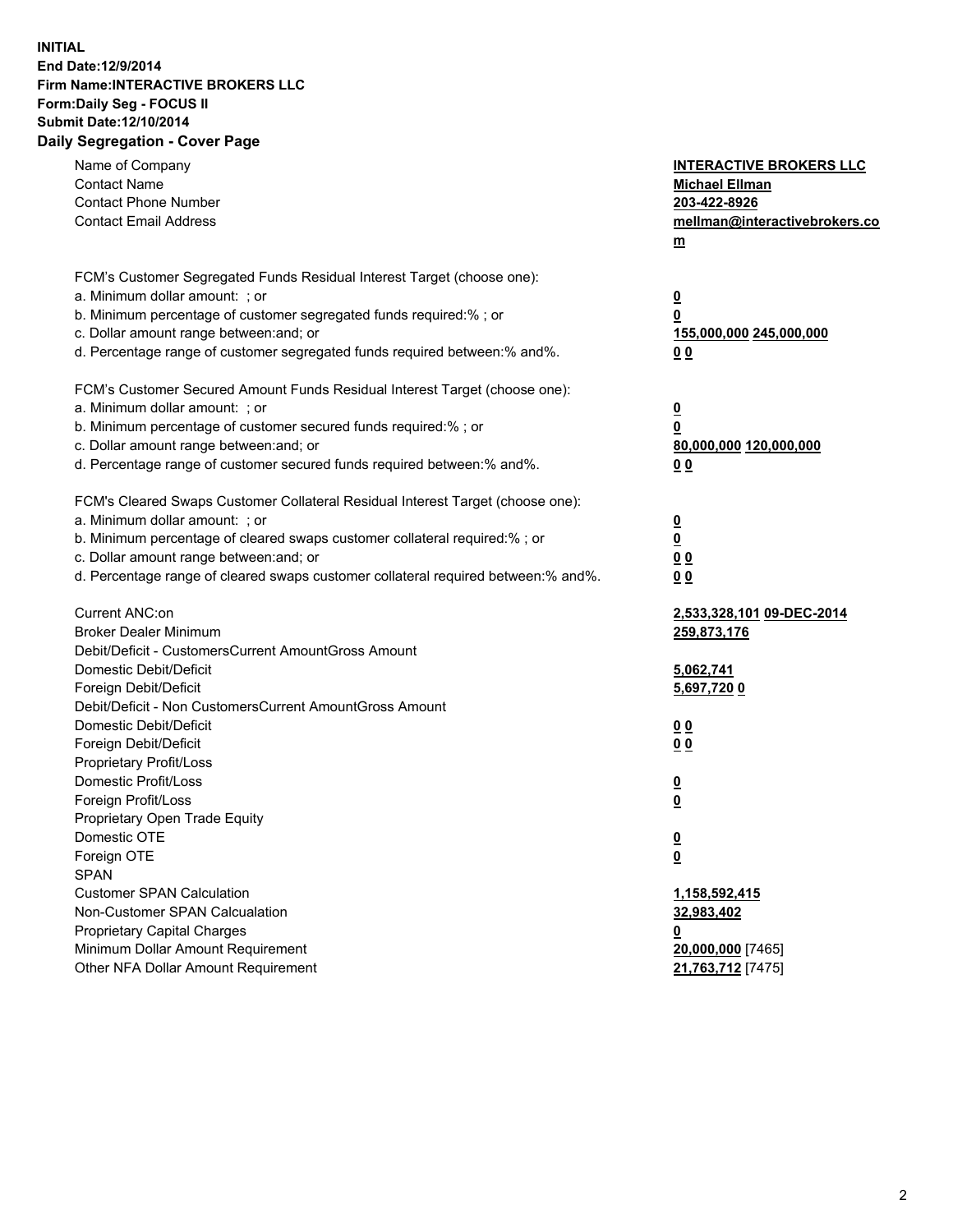**INITIAL**
**End Date:12/9/2014**
**Firm Name:INTERACTIVE BROKERS LLC**
**Form:Daily Seg - FOCUS II**
**Submit Date:12/10/2014**
**Daily Segregation - Cover Page**

| | |
|---|---|
| Name of Company | **INTERACTIVE BROKERS LLC** |
| Contact Name | **Michael Ellman** |
| Contact Phone Number | **203-422-8926** |
| Contact Email Address | **mellman@interactivebrokers.com** |
| FCM's Customer Segregated Funds Residual Interest Target (choose one): | |
| a. Minimum dollar amount: ; or | **0** |
| b. Minimum percentage of customer segregated funds required:% ; or | **0** |
| c. Dollar amount range between:and; or | **155,000,000 245,000,000** |
| d. Percentage range of customer segregated funds required between:% and%. | **0 0** |
| FCM's Customer Secured Amount Funds Residual Interest Target (choose one): | |
| a. Minimum dollar amount: ; or | **0** |
| b. Minimum percentage of customer secured funds required:% ; or | **0** |
| c. Dollar amount range between:and; or | **80,000,000 120,000,000** |
| d. Percentage range of customer secured funds required between:% and%. | **0 0** |
| FCM's Cleared Swaps Customer Collateral Residual Interest Target (choose one): | |
| a. Minimum dollar amount: ; or | **0** |
| b. Minimum percentage of cleared swaps customer collateral required:% ; or | **0** |
| c. Dollar amount range between:and; or | **0 0** |
| d. Percentage range of cleared swaps customer collateral required between:% and%. | **0 0** |
| Current ANC:on | **2,533,328,101 09-DEC-2014** |
| Broker Dealer Minimum | **259,873,176** |
| Debit/Deficit - CustomersCurrent AmountGross Amount | |
| Domestic Debit/Deficit | **5,062,741** |
| Foreign Debit/Deficit | **5,697,720 0** |
| Debit/Deficit - Non CustomersCurrent AmountGross Amount | |
| Domestic Debit/Deficit | **0 0** |
| Foreign Debit/Deficit | **0 0** |
| Proprietary Profit/Loss | |
| Domestic Profit/Loss | **0** |
| Foreign Profit/Loss | **0** |
| Proprietary Open Trade Equity | |
| Domestic OTE | **0** |
| Foreign OTE | **0** |
| SPAN | |
| Customer SPAN Calculation | **1,158,592,415** |
| Non-Customer SPAN Calcualation | **32,983,402** |
| Proprietary Capital Charges | **0** |
| Minimum Dollar Amount Requirement | **20,000,000** [7465] |
| Other NFA Dollar Amount Requirement | **21,763,712** [7475] |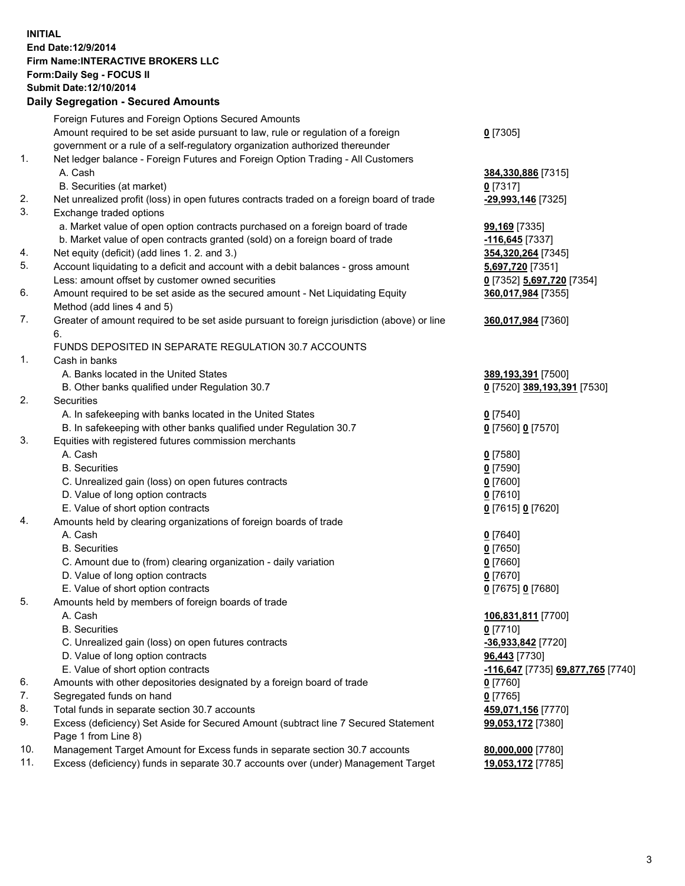**INITIAL**
**End Date:12/9/2014**
**Firm Name:INTERACTIVE BROKERS LLC**
**Form:Daily Seg - FOCUS II**
**Submit Date:12/10/2014**

## Daily Segregation - Secured Amounts

| | | |
|---|---|---|
| | Foreign Futures and Foreign Options Secured Amounts | |
| | Amount required to be set aside pursuant to law, rule or regulation of a foreign government or a rule of a self-regulatory organization authorized thereunder | **0** [7305] |
| 1. | Net ledger balance - Foreign Futures and Foreign Option Trading - All Customers | |
| | A. Cash | **384,330,886** [7315] |
| | B. Securities (at market) | **0** [7317] |
| 2. | Net unrealized profit (loss) in open futures contracts traded on a foreign board of trade | **-29,993,146** [7325] |
| 3. | Exchange traded options | |
| | a. Market value of open option contracts purchased on a foreign board of trade | **99,169** [7335] |
| | b. Market value of open contracts granted (sold) on a foreign board of trade | **-116,645** [7337] |
| 4. | Net equity (deficit) (add lines 1. 2. and 3.) | **354,320,264** [7345] |
| 5. | Account liquidating to a deficit and account with a debit balances - gross amount | **5,697,720** [7351] |
| | Less: amount offset by customer owned securities | **0** [7352] **5,697,720** [7354] |
| 6. | Amount required to be set aside as the secured amount - Net Liquidating Equity Method (add lines 4 and 5) | **360,017,984** [7355] |
| 7. | Greater of amount required to be set aside pursuant to foreign jurisdiction (above) or line 6. | **360,017,984** [7360] |
| | FUNDS DEPOSITED IN SEPARATE REGULATION 30.7 ACCOUNTS | |
| 1. | Cash in banks | |
| | A. Banks located in the United States | **389,193,391** [7500] |
| | B. Other banks qualified under Regulation 30.7 | **0** [7520] **389,193,391** [7530] |
| 2. | Securities | |
| | A. In safekeeping with banks located in the United States | **0** [7540] |
| | B. In safekeeping with other banks qualified under Regulation 30.7 | **0** [7560] **0** [7570] |
| 3. | Equities with registered futures commission merchants | |
| | A. Cash | **0** [7580] |
| | B. Securities | **0** [7590] |
| | C. Unrealized gain (loss) on open futures contracts | **0** [7600] |
| | D. Value of long option contracts | **0** [7610] |
| | E. Value of short option contracts | **0** [7615] **0** [7620] |
| 4. | Amounts held by clearing organizations of foreign boards of trade | |
| | A. Cash | **0** [7640] |
| | B. Securities | **0** [7650] |
| | C. Amount due to (from) clearing organization - daily variation | **0** [7660] |
| | D. Value of long option contracts | **0** [7670] |
| | E. Value of short option contracts | **0** [7675] **0** [7680] |
| 5. | Amounts held by members of foreign boards of trade | |
| | A. Cash | **106,831,811** [7700] |
| | B. Securities | **0** [7710] |
| | C. Unrealized gain (loss) on open futures contracts | **-36,933,842** [7720] |
| | D. Value of long option contracts | **96,443** [7730] |
| | E. Value of short option contracts | **-116,647** [7735] **69,877,765** [7740] |
| 6. | Amounts with other depositories designated by a foreign board of trade | **0** [7760] |
| 7. | Segregated funds on hand | **0** [7765] |
| 8. | Total funds in separate section 30.7 accounts | **459,071,156** [7770] |
| 9. | Excess (deficiency) Set Aside for Secured Amount (subtract line 7 Secured Statement Page 1 from Line 8) | **99,053,172** [7380] |
| 10. | Management Target Amount for Excess funds in separate section 30.7 accounts | **80,000,000** [7780] |
| 11. | Excess (deficiency) funds in separate 30.7 accounts over (under) Management Target | **19,053,172** [7785] |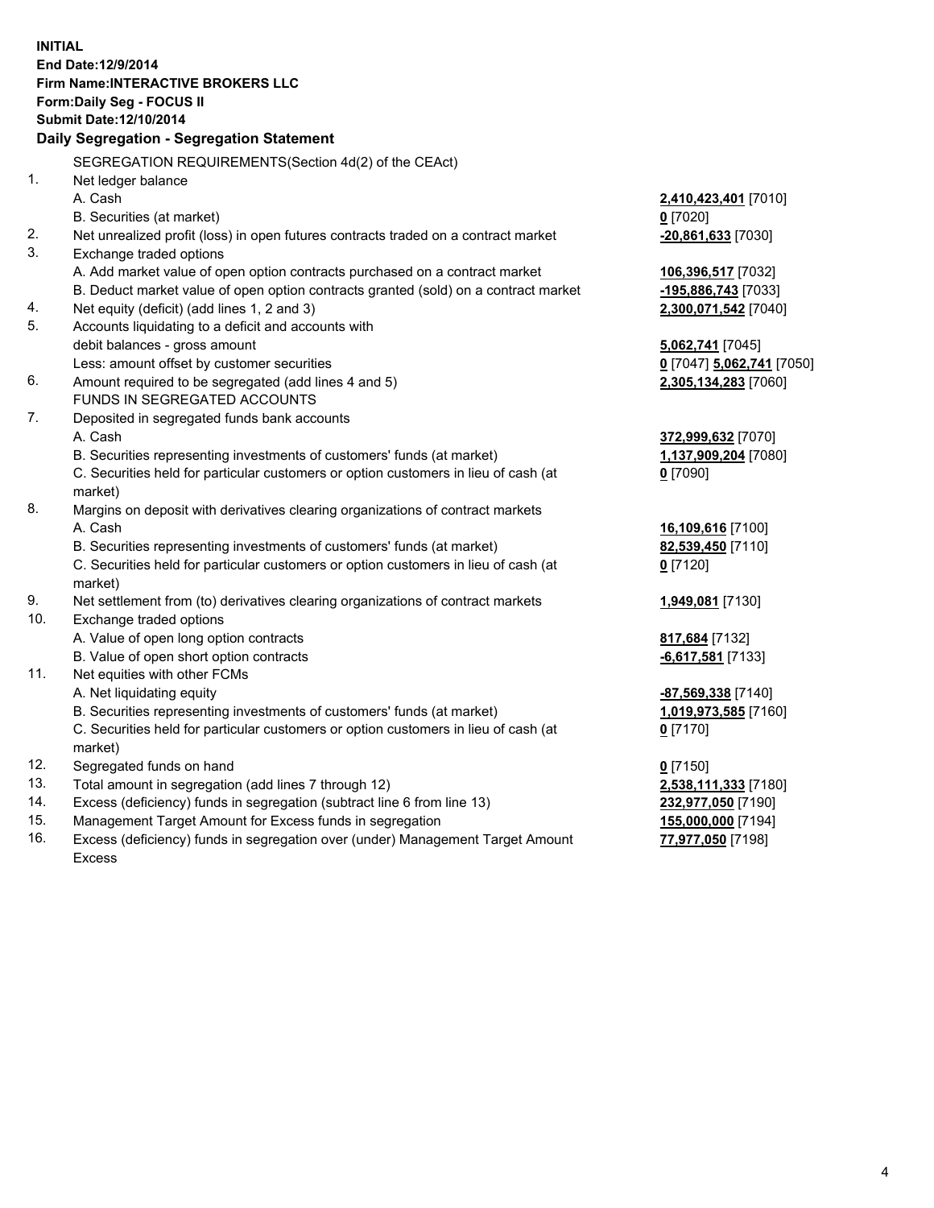**INITIAL**
**End Date:12/9/2014**
**Firm Name:INTERACTIVE BROKERS LLC**
**Form:Daily Seg - FOCUS II**
**Submit Date:12/10/2014**

## Daily Segregation - Segregation Statement

| | | |
|---|---|---|
| | SEGREGATION REQUIREMENTS(Section 4d(2) of the CEAct) | |
| 1. | Net ledger balance | |
| | A. Cash | **2,410,423,401** [7010] |
| | B. Securities (at market) | **0** [7020] |
| 2. | Net unrealized profit (loss) in open futures contracts traded on a contract market | **-20,861,633** [7030] |
| 3. | Exchange traded options | |
| | A. Add market value of open option contracts purchased on a contract market | **106,396,517** [7032] |
| | B. Deduct market value of open option contracts granted (sold) on a contract market | **-195,886,743** [7033] |
| 4. | Net equity (deficit) (add lines 1, 2 and 3) | **2,300,071,542** [7040] |
| 5. | Accounts liquidating to a deficit and accounts with | |
| | debit balances - gross amount | **5,062,741** [7045] |
| | Less: amount offset by customer securities | **0** [7047] **5,062,741** [7050] |
| 6. | Amount required to be segregated (add lines 4 and 5) | **2,305,134,283** [7060] |
| | FUNDS IN SEGREGATED ACCOUNTS | |
| 7. | Deposited in segregated funds bank accounts | |
| | A. Cash | **372,999,632** [7070] |
| | B. Securities representing investments of customers' funds (at market) | **1,137,909,204** [7080] |
| | C. Securities held for particular customers or option customers in lieu of cash (at market) | **0** [7090] |
| 8. | Margins on deposit with derivatives clearing organizations of contract markets | |
| | A. Cash | **16,109,616** [7100] |
| | B. Securities representing investments of customers' funds (at market) | **82,539,450** [7110] |
| | C. Securities held for particular customers or option customers in lieu of cash (at market) | **0** [7120] |
| 9. | Net settlement from (to) derivatives clearing organizations of contract markets | **1,949,081** [7130] |
| 10. | Exchange traded options | |
| | A. Value of open long option contracts | **817,684** [7132] |
| | B. Value of open short option contracts | **-6,617,581** [7133] |
| 11. | Net equities with other FCMs | |
| | A. Net liquidating equity | **-87,569,338** [7140] |
| | B. Securities representing investments of customers' funds (at market) | **1,019,973,585** [7160] |
| | C. Securities held for particular customers or option customers in lieu of cash (at market) | **0** [7170] |
| 12. | Segregated funds on hand | **0** [7150] |
| 13. | Total amount in segregation (add lines 7 through 12) | **2,538,111,333** [7180] |
| 14. | Excess (deficiency) funds in segregation (subtract line 6 from line 13) | **232,977,050** [7190] |
| 15. | Management Target Amount for Excess funds in segregation | **155,000,000** [7194] |
| 16. | Excess (deficiency) funds in segregation over (under) Management Target Amount Excess | **77,977,050** [7198] |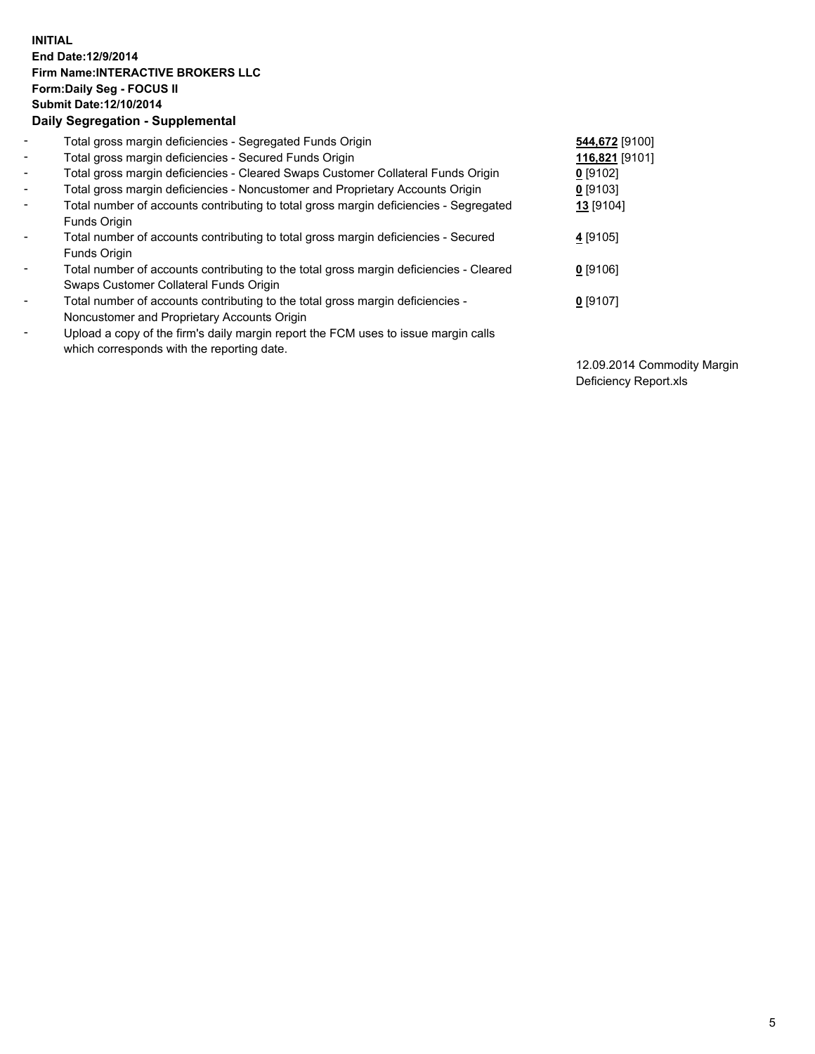**INITIAL**
**End Date:12/9/2014**
**Firm Name:INTERACTIVE BROKERS LLC**
**Form:Daily Seg - FOCUS II**
**Submit Date:12/10/2014**

### Daily Segregation - Supplemental

| | | |
|---|---|---|
| - | Total gross margin deficiencies - Segregated Funds Origin | **544,672** [9100] |
| - | Total gross margin deficiencies - Secured Funds Origin | **116,821** [9101] |
| - | Total gross margin deficiencies - Cleared Swaps Customer Collateral Funds Origin | **0** [9102] |
| - | Total gross margin deficiencies - Noncustomer and Proprietary Accounts Origin | **0** [9103] |
| - | Total number of accounts contributing to total gross margin deficiencies - Segregated Funds Origin | **13** [9104] |
| - | Total number of accounts contributing to total gross margin deficiencies - Secured Funds Origin | **4** [9105] |
| - | Total number of accounts contributing to the total gross margin deficiencies - Cleared Swaps Customer Collateral Funds Origin | **0** [9106] |
| - | Total number of accounts contributing to the total gross margin deficiencies - Noncustomer and Proprietary Accounts Origin | **0** [9107] |
| - | Upload a copy of the firm's daily margin report the FCM uses to issue margin calls which corresponds with the reporting date. | 12.09.2014 Commodity Margin Deficiency Report.xls |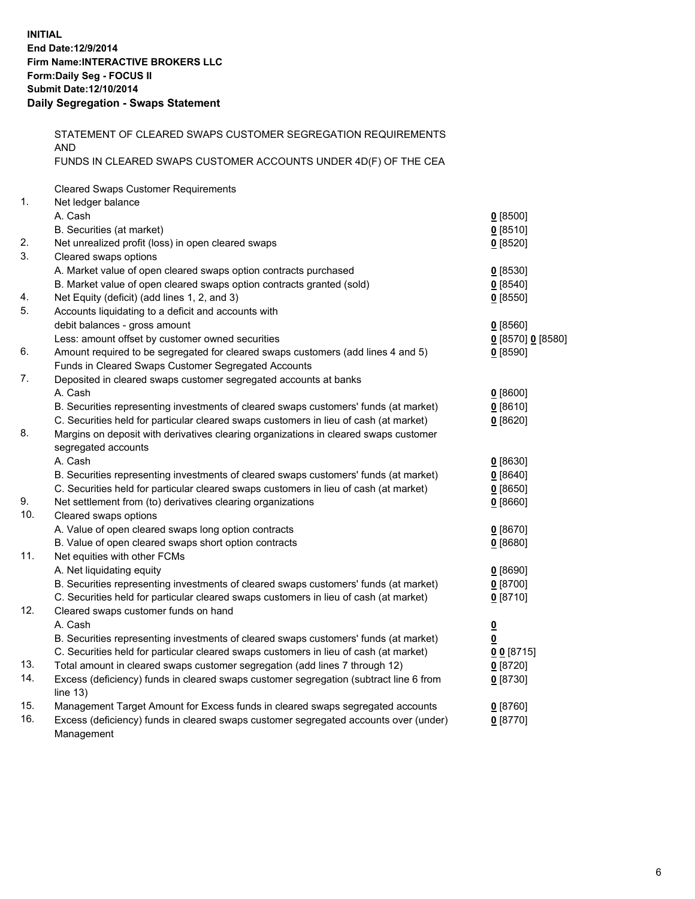**INITIAL**
**End Date:12/9/2014**
**Firm Name:INTERACTIVE BROKERS LLC**
**Form:Daily Seg - FOCUS II**
**Submit Date:12/10/2014**
**Daily Segregation - Swaps Statement**

STATEMENT OF CLEARED SWAPS CUSTOMER SEGREGATION REQUIREMENTS AND FUNDS IN CLEARED SWAPS CUSTOMER ACCOUNTS UNDER 4D(F) OF THE CEA

| | | |
|---|---|---|
| | Cleared Swaps Customer Requirements | |
| 1. | Net ledger balance | |
| | A. Cash | 0 [8500] |
| | B. Securities (at market) | 0 [8510] |
| 2. | Net unrealized profit (loss) in open cleared swaps | 0 [8520] |
| 3. | Cleared swaps options | |
| | A. Market value of open cleared swaps option contracts purchased | 0 [8530] |
| | B. Market value of open cleared swaps option contracts granted (sold) | 0 [8540] |
| 4. | Net Equity (deficit) (add lines 1, 2, and 3) | 0 [8550] |
| 5. | Accounts liquidating to a deficit and accounts with debit balances - gross amount | 0 [8560] |
| | Less: amount offset by customer owned securities | 0 [8570] 0 [8580] |
| 6. | Amount required to be segregated for cleared swaps customers (add lines 4 and 5) | 0 [8590] |
| | Funds in Cleared Swaps Customer Segregated Accounts | |
| 7. | Deposited in cleared swaps customer segregated accounts at banks | |
| | A. Cash | 0 [8600] |
| | B. Securities representing investments of cleared swaps customers' funds (at market) | 0 [8610] |
| | C. Securities held for particular cleared swaps customers in lieu of cash (at market) | 0 [8620] |
| 8. | Margins on deposit with derivatives clearing organizations in cleared swaps customer segregated accounts | |
| | A. Cash | 0 [8630] |
| | B. Securities representing investments of cleared swaps customers' funds (at market) | 0 [8640] |
| | C. Securities held for particular cleared swaps customers in lieu of cash (at market) | 0 [8650] |
| 9. | Net settlement from (to) derivatives clearing organizations | 0 [8660] |
| 10. | Cleared swaps options | |
| | A. Value of open cleared swaps long option contracts | 0 [8670] |
| | B. Value of open cleared swaps short option contracts | 0 [8680] |
| 11. | Net equities with other FCMs | |
| | A. Net liquidating equity | 0 [8690] |
| | B. Securities representing investments of cleared swaps customers' funds (at market) | 0 [8700] |
| | C. Securities held for particular cleared swaps customers in lieu of cash (at market) | 0 [8710] |
| 12. | Cleared swaps customer funds on hand | |
| | A. Cash | 0 |
| | B. Securities representing investments of cleared swaps customers' funds (at market) | 0 |
| | C. Securities held for particular cleared swaps customers in lieu of cash (at market) | 0 0 [8715] |
| 13. | Total amount in cleared swaps customer segregation (add lines 7 through 12) | 0 [8720] |
| 14. | Excess (deficiency) funds in cleared swaps customer segregation (subtract line 6 from line 13) | 0 [8730] |
| 15. | Management Target Amount for Excess funds in cleared swaps segregated accounts | 0 [8760] |
| 16. | Excess (deficiency) funds in cleared swaps customer segregated accounts over (under) Management | 0 [8770] |